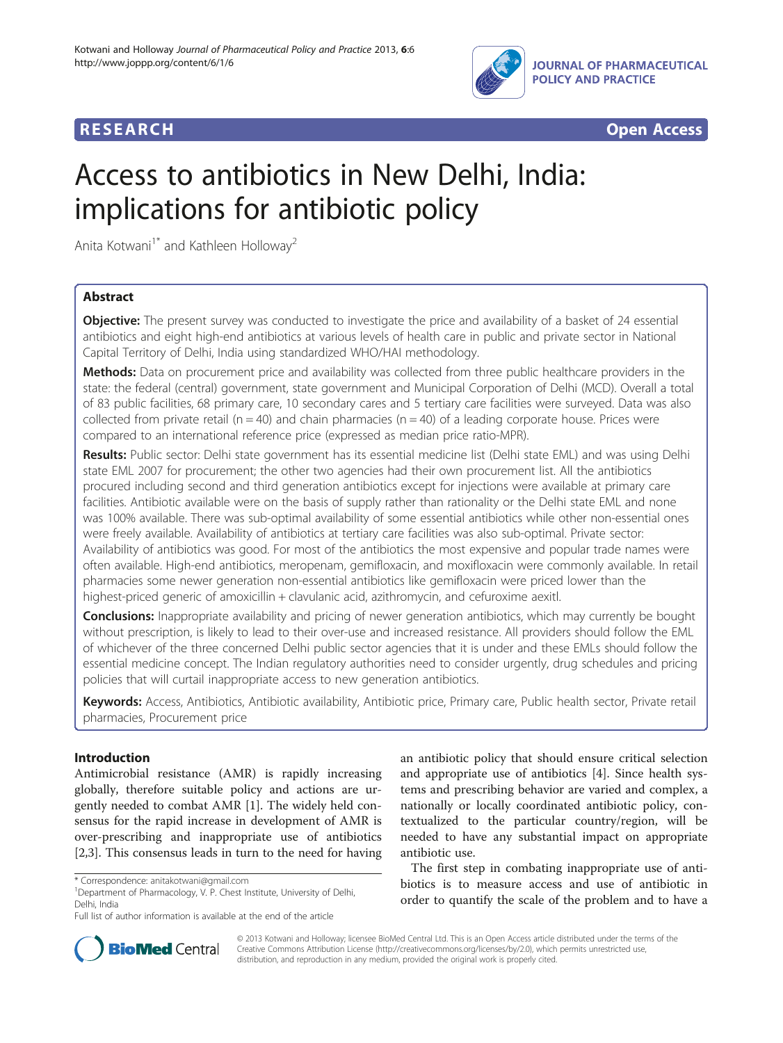RESEARCH Open Access

# Access to antibiotics in New Delhi, India: implications for antibiotic policy

Anita Kotwani[1*] and Kathleen Holloway[2]

## Abstract

**Objective:** The present survey was conducted to investigate the price and availability of a basket of 24 essential antibiotics and eight high-end antibiotics at various levels of health care in public and private sector in National Capital Territory of Delhi, India using standardized WHO/HAI methodology.

**Methods:** Data on procurement price and availability was collected from three public healthcare providers in the state: the federal (central) government, state government and Municipal Corporation of Delhi (MCD). Overall a total of 83 public facilities, 68 primary care, 10 secondary cares and 5 tertiary care facilities were surveyed. Data was also collected from private retail (n = 40) and chain pharmacies (n = 40) of a leading corporate house. Prices were compared to an international reference price (expressed as median price ratio-MPR).

**Results:** Public sector: Delhi state government has its essential medicine list (Delhi state EML) and was using Delhi state EML 2007 for procurement; the other two agencies had their own procurement list. All the antibiotics procured including second and third generation antibiotics except for injections were available at primary care facilities. Antibiotic available were on the basis of supply rather than rationality or the Delhi state EML and none was 100% available. There was sub-optimal availability of some essential antibiotics while other non-essential ones were freely available. Availability of antibiotics at tertiary care facilities was also sub-optimal. Private sector: Availability of antibiotics was good. For most of the antibiotics the most expensive and popular trade names were often available. High-end antibiotics, meropenam, gemifloxacin, and moxifloxacin were commonly available. In retail pharmacies some newer generation non-essential antibiotics like gemifloxacin were priced lower than the highest-priced generic of amoxicillin + clavulanic acid, azithromycin, and cefuroxime aexitl.

**Conclusions:** Inappropriate availability and pricing of newer generation antibiotics, which may currently be bought without prescription, is likely to lead to their over-use and increased resistance. All providers should follow the EML of whichever of the three concerned Delhi public sector agencies that it is under and these EMLs should follow the essential medicine concept. The Indian regulatory authorities need to consider urgently, drug schedules and pricing policies that will curtail inappropriate access to new generation antibiotics.

**Keywords:** Access, Antibiotics, Antibiotic availability, Antibiotic price, Primary care, Public health sector, Private retail pharmacies, Procurement price

## Introduction

Antimicrobial resistance (AMR) is rapidly increasing globally, therefore suitable policy and actions are urgently needed to combat AMR [1]. The widely held consensus for the rapid increase in development of AMR is over-prescribing and inappropriate use of antibiotics [2,3]. This consensus leads in turn to the need for having an antibiotic policy that should ensure critical selection and appropriate use of antibiotics [4]. Since health systems and prescribing behavior are varied and complex, a nationally or locally coordinated antibiotic policy, contextualized to the particular country/region, will be needed to have any substantial impact on appropriate antibiotic use.

The first step in combating inappropriate use of antibiotics is to measure access and use of antibiotic in order to quantify the scale of the problem and to have a

* Correspondence: anitakotwani@gmail.com
[1]Department of Pharmacology, V. P. Chest Institute, University of Delhi, Delhi, India
Full list of author information is available at the end of the article

© 2013 Kotwani and Holloway; licensee BioMed Central Ltd. This is an Open Access article distributed under the terms of the Creative Commons Attribution License (http://creativecommons.org/licenses/by/2.0), which permits unrestricted use, distribution, and reproduction in any medium, provided the original work is properly cited.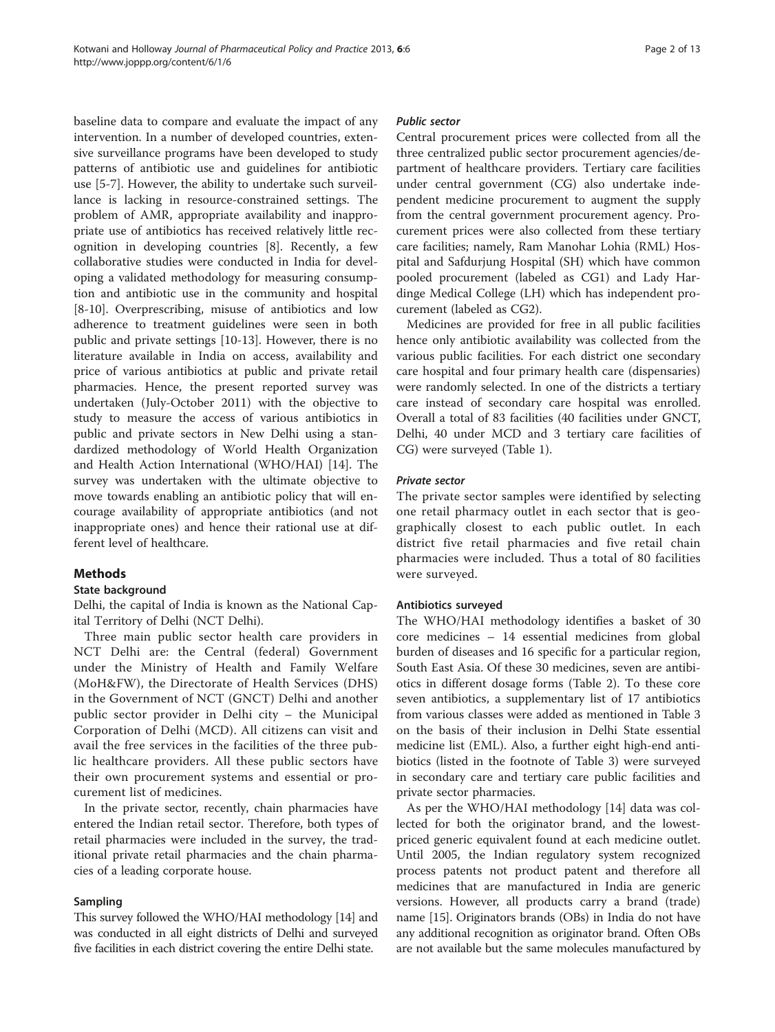baseline data to compare and evaluate the impact of any intervention. In a number of developed countries, extensive surveillance programs have been developed to study patterns of antibiotic use and guidelines for antibiotic use [5-7]. However, the ability to undertake such surveillance is lacking in resource-constrained settings. The problem of AMR, appropriate availability and inappropriate use of antibiotics has received relatively little recognition in developing countries [8]. Recently, a few collaborative studies were conducted in India for developing a validated methodology for measuring consumption and antibiotic use in the community and hospital [8-10]. Overprescribing, misuse of antibiotics and low adherence to treatment guidelines were seen in both public and private settings [10-13]. However, there is no literature available in India on access, availability and price of various antibiotics at public and private retail pharmacies. Hence, the present reported survey was undertaken (July-October 2011) with the objective to study to measure the access of various antibiotics in public and private sectors in New Delhi using a standardized methodology of World Health Organization and Health Action International (WHO/HAI) [14]. The survey was undertaken with the ultimate objective to move towards enabling an antibiotic policy that will encourage availability of appropriate antibiotics (and not inappropriate ones) and hence their rational use at different level of healthcare.

## Methods

### State background

Delhi, the capital of India is known as the National Capital Territory of Delhi (NCT Delhi).

Three main public sector health care providers in NCT Delhi are: the Central (federal) Government under the Ministry of Health and Family Welfare (MoH&FW), the Directorate of Health Services (DHS) in the Government of NCT (GNCT) Delhi and another public sector provider in Delhi city – the Municipal Corporation of Delhi (MCD). All citizens can visit and avail the free services in the facilities of the three public healthcare providers. All these public sectors have their own procurement systems and essential or procurement list of medicines.

In the private sector, recently, chain pharmacies have entered the Indian retail sector. Therefore, both types of retail pharmacies were included in the survey, the traditional private retail pharmacies and the chain pharmacies of a leading corporate house.

### Sampling

This survey followed the WHO/HAI methodology [14] and was conducted in all eight districts of Delhi and surveyed five facilities in each district covering the entire Delhi state.

#### *Public sector*

Central procurement prices were collected from all the three centralized public sector procurement agencies/department of healthcare providers. Tertiary care facilities under central government (CG) also undertake independent medicine procurement to augment the supply from the central government procurement agency. Procurement prices were also collected from these tertiary care facilities; namely, Ram Manohar Lohia (RML) Hospital and Safdurjung Hospital (SH) which have common pooled procurement (labeled as CG1) and Lady Hardinge Medical College (LH) which has independent procurement (labeled as CG2).

Medicines are provided for free in all public facilities hence only antibiotic availability was collected from the various public facilities. For each district one secondary care hospital and four primary health care (dispensaries) were randomly selected. In one of the districts a tertiary care instead of secondary care hospital was enrolled. Overall a total of 83 facilities (40 facilities under GNCT, Delhi, 40 under MCD and 3 tertiary care facilities of CG) were surveyed (Table 1).

#### *Private sector*

The private sector samples were identified by selecting one retail pharmacy outlet in each sector that is geographically closest to each public outlet. In each district five retail pharmacies and five retail chain pharmacies were included. Thus a total of 80 facilities were surveyed.

### Antibiotics surveyed

The WHO/HAI methodology identifies a basket of 30 core medicines – 14 essential medicines from global burden of diseases and 16 specific for a particular region, South East Asia. Of these 30 medicines, seven are antibiotics in different dosage forms (Table 2). To these core seven antibiotics, a supplementary list of 17 antibiotics from various classes were added as mentioned in Table 3 on the basis of their inclusion in Delhi State essential medicine list (EML). Also, a further eight high-end antibiotics (listed in the footnote of Table 3) were surveyed in secondary care and tertiary care public facilities and private sector pharmacies.

As per the WHO/HAI methodology [14] data was collected for both the originator brand, and the lowest-priced generic equivalent found at each medicine outlet. Until 2005, the Indian regulatory system recognized process patents not product patent and therefore all medicines that are manufactured in India are generic versions. However, all products carry a brand (trade) name [15]. Originators brands (OBs) in India do not have any additional recognition as originator brand. Often OBs are not available but the same molecules manufactured by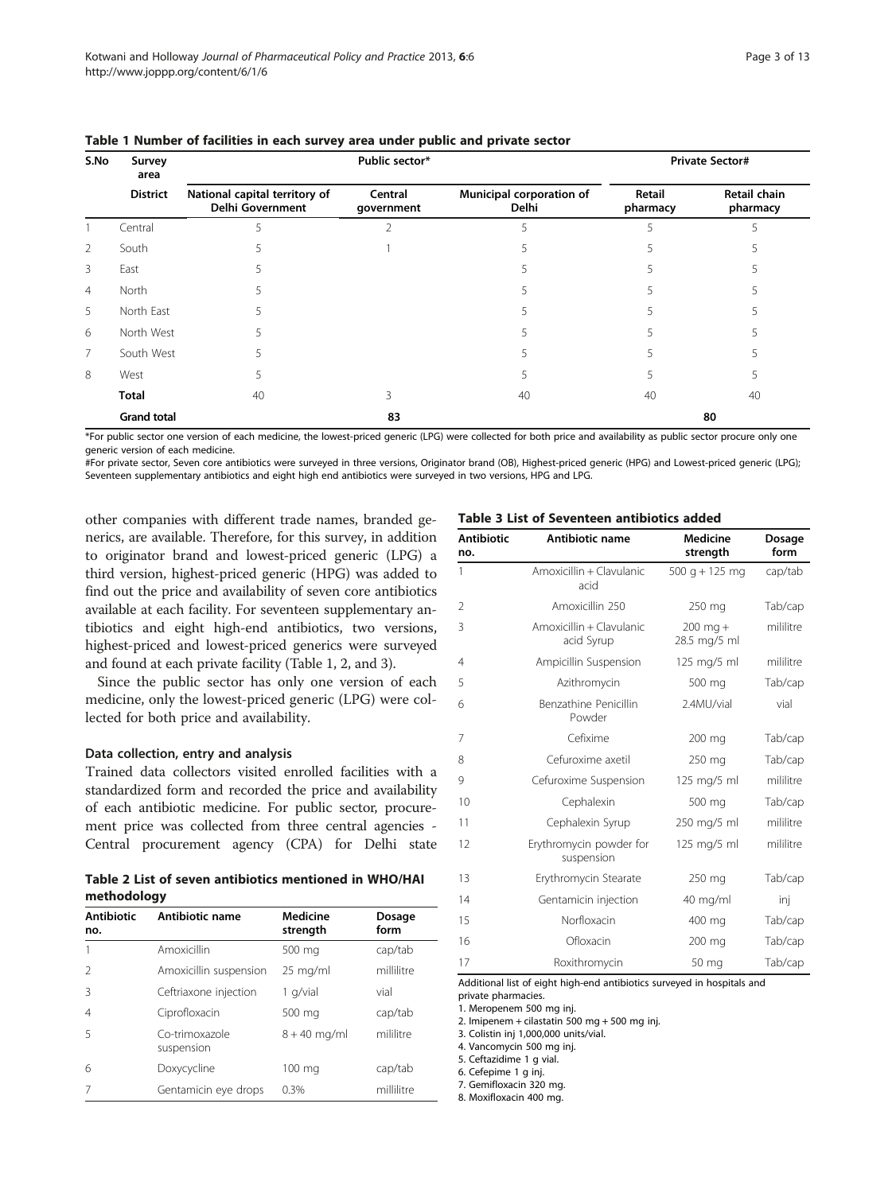**Table 1 Number of facilities in each survey area under public and private sector**

| S.No | Survey area | Public sector* | | | Private Sector# | |
|---|---|---|---|---|---|---|
| | District | National capital territory of Delhi Government | Central government | Municipal corporation of Delhi | Retail pharmacy | Retail chain pharmacy |
| 1 | Central | 5 | 2 | 5 | 5 | 5 |
| 2 | South | 5 | 1 | 5 | 5 | 5 |
| 3 | East | 5 | | 5 | 5 | 5 |
| 4 | North | 5 | | 5 | 5 | 5 |
| 5 | North East | 5 | | 5 | 5 | 5 |
| 6 | North West | 5 | | 5 | 5 | 5 |
| 7 | South West | 5 | | 5 | 5 | 5 |
| 8 | West | 5 | | 5 | 5 | 5 |
| | **Total** | 40 | 3 | 40 | 40 | 40 |
| | **Grand total** | | **83** | | | **80** |

*For public sector one version of each medicine, the lowest-priced generic (LPG) were collected for both price and availability as public sector procure only one generic version of each medicine.
#For private sector, Seven core antibiotics were surveyed in three versions, Originator brand (OB), Highest-priced generic (HPG) and Lowest-priced generic (LPG); Seventeen supplementary antibiotics and eight high end antibiotics were surveyed in two versions, HPG and LPG.

other companies with different trade names, branded generics, are available. Therefore, for this survey, in addition to originator brand and lowest-priced generic (LPG) a third version, highest-priced generic (HPG) was added to find out the price and availability of seven core antibiotics available at each facility. For seventeen supplementary antibiotics and eight high-end antibiotics, two versions, highest-priced and lowest-priced generics were surveyed and found at each private facility (Table 1, 2, and 3).

Since the public sector has only one version of each medicine, only the lowest-priced generic (LPG) were collected for both price and availability.

#### Data collection, entry and analysis

Trained data collectors visited enrolled facilities with a standardized form and recorded the price and availability of each antibiotic medicine. For public sector, procurement price was collected from three central agencies - Central procurement agency (CPA) for Delhi state

**Table 2 List of seven antibiotics mentioned in WHO/HAI methodology**

| Antibiotic no. | Antibiotic name | Medicine strength | Dosage form |
|---|---|---|---|
| 1 | Amoxicillin | 500 mg | cap/tab |
| 2 | Amoxicillin suspension | 25 mg/ml | millilitre |
| 3 | Ceftriaxone injection | 1 g/vial | vial |
| 4 | Ciprofloxacin | 500 mg | cap/tab |
| 5 | Co-trimoxazole suspension | 8 + 40 mg/ml | mililitre |
| 6 | Doxycycline | 100 mg | cap/tab |
| 7 | Gentamicin eye drops | 0.3% | millilitre |

**Table 3 List of Seventeen antibiotics added**

| Antibiotic no. | Antibiotic name | Medicine strength | Dosage form |
|---|---|---|---|
| 1 | Amoxicillin + Clavulanic acid | 500 g + 125 mg | cap/tab |
| 2 | Amoxicillin 250 | 250 mg | Tab/cap |
| 3 | Amoxicillin + Clavulanic acid Syrup | 200 mg + 28.5 mg/5 ml | mililitre |
| 4 | Ampicillin Suspension | 125 mg/5 ml | mililitre |
| 5 | Azithromycin | 500 mg | Tab/cap |
| 6 | Benzathine Penicillin Powder | 2.4MU/vial | vial |
| 7 | Cefixime | 200 mg | Tab/cap |
| 8 | Cefuroxime axetil | 250 mg | Tab/cap |
| 9 | Cefuroxime Suspension | 125 mg/5 ml | mililitre |
| 10 | Cephalexin | 500 mg | Tab/cap |
| 11 | Cephalexin Syrup | 250 mg/5 ml | mililitre |
| 12 | Erythromycin powder for suspension | 125 mg/5 ml | mililitre |
| 13 | Erythromycin Stearate | 250 mg | Tab/cap |
| 14 | Gentamicin injection | 40 mg/ml | inj |
| 15 | Norfloxacin | 400 mg | Tab/cap |
| 16 | Ofloxacin | 200 mg | Tab/cap |
| 17 | Roxithromycin | 50 mg | Tab/cap |

Additional list of eight high-end antibiotics surveyed in hospitals and private pharmacies.
1. Meropenem 500 mg inj.
2. Imipenem + cilastatin 500 mg + 500 mg inj.
3. Colistin inj 1,000,000 units/vial.
4. Vancomycin 500 mg inj.
5. Ceftazidime 1 g vial.
6. Cefepime 1 g inj.
7. Gemifloxacin 320 mg.
8. Moxifloxacin 400 mg.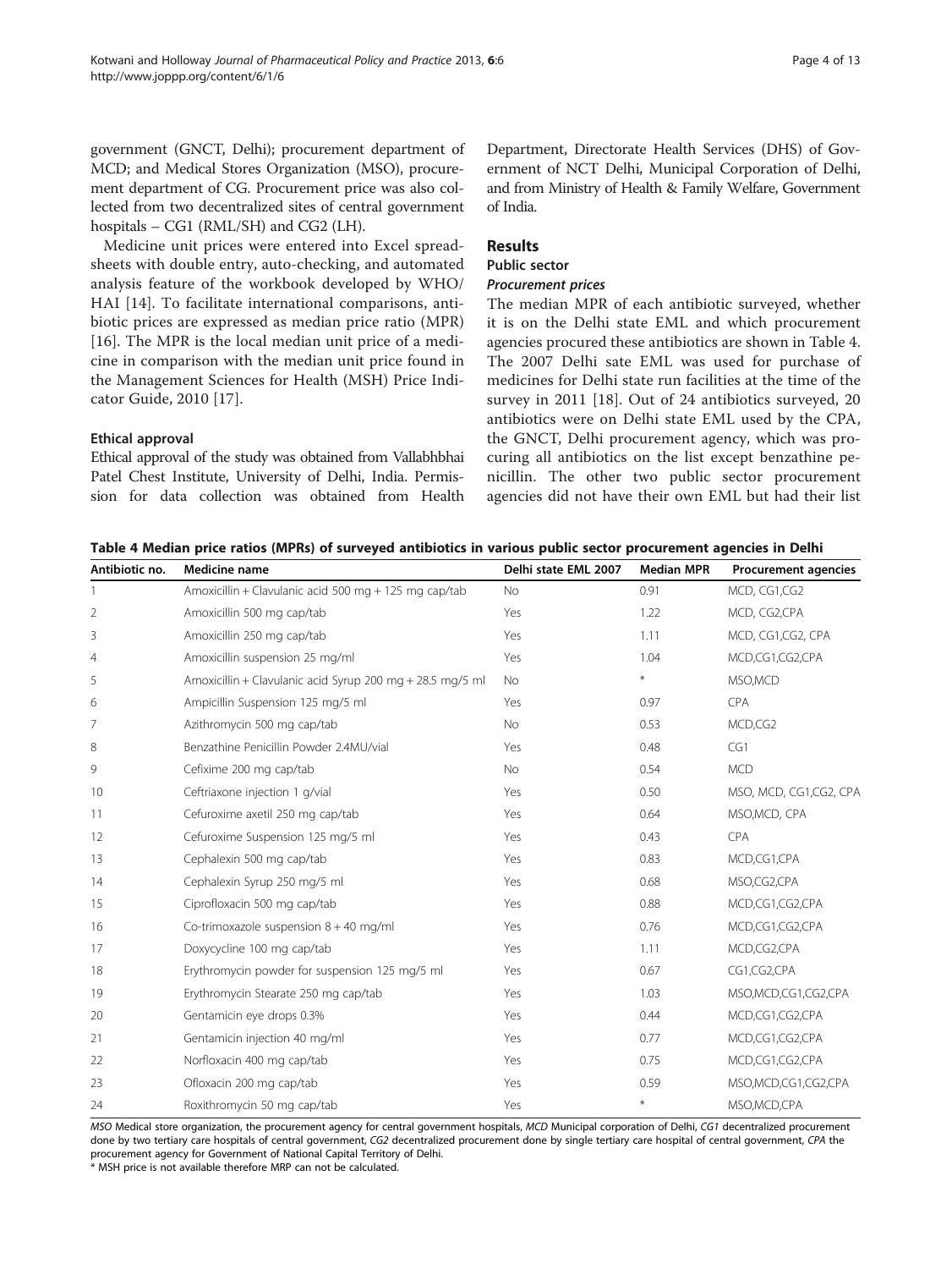government (GNCT, Delhi); procurement department of MCD; and Medical Stores Organization (MSO), procurement department of CG. Procurement price was also collected from two decentralized sites of central government hospitals – CG1 (RML/SH) and CG2 (LH).

Medicine unit prices were entered into Excel spreadsheets with double entry, auto-checking, and automated analysis feature of the workbook developed by WHO/HAI [14]. To facilitate international comparisons, antibiotic prices are expressed as median price ratio (MPR) [16]. The MPR is the local median unit price of a medicine in comparison with the median unit price found in the Management Sciences for Health (MSH) Price Indicator Guide, 2010 [17].

### Ethical approval

Ethical approval of the study was obtained from Vallabhbhai Patel Chest Institute, University of Delhi, India. Permission for data collection was obtained from Health Department, Directorate Health Services (DHS) of Government of NCT Delhi, Municipal Corporation of Delhi, and from Ministry of Health & Family Welfare, Government of India.

## Results

### Public sector

#### *Procurement prices*

The median MPR of each antibiotic surveyed, whether it is on the Delhi state EML and which procurement agencies procured these antibiotics are shown in Table 4. The 2007 Delhi sate EML was used for purchase of medicines for Delhi state run facilities at the time of the survey in 2011 [18]. Out of 24 antibiotics surveyed, 20 antibiotics were on Delhi state EML used by the CPA, the GNCT, Delhi procurement agency, which was procuring all antibiotics on the list except benzathine penicillin. The other two public sector procurement agencies did not have their own EML but had their list

**Table 4 Median price ratios (MPRs) of surveyed antibiotics in various public sector procurement agencies in Delhi**

| Antibiotic no. | Medicine name | Delhi state EML 2007 | Median MPR | Procurement agencies |
|---|---|---|---|---|
| 1 | Amoxicillin + Clavulanic acid 500 mg + 125 mg cap/tab | No | 0.91 | MCD, CG1,CG2 |
| 2 | Amoxicillin 500 mg cap/tab | Yes | 1.22 | MCD, CG2,CPA |
| 3 | Amoxicillin 250 mg cap/tab | Yes | 1.11 | MCD, CG1,CG2, CPA |
| 4 | Amoxicillin suspension 25 mg/ml | Yes | 1.04 | MCD,CG1,CG2,CPA |
| 5 | Amoxicillin + Clavulanic acid Syrup 200 mg + 28.5 mg/5 ml | No | * | MSO,MCD |
| 6 | Ampicillin Suspension 125 mg/5 ml | Yes | 0.97 | CPA |
| 7 | Azithromycin 500 mg cap/tab | No | 0.53 | MCD,CG2 |
| 8 | Benzathine Penicillin Powder 2.4MU/vial | Yes | 0.48 | CG1 |
| 9 | Cefixime 200 mg cap/tab | No | 0.54 | MCD |
| 10 | Ceftriaxone injection 1 g/vial | Yes | 0.50 | MSO, MCD, CG1,CG2, CPA |
| 11 | Cefuroxime axetil 250 mg cap/tab | Yes | 0.64 | MSO,MCD, CPA |
| 12 | Cefuroxime Suspension 125 mg/5 ml | Yes | 0.43 | CPA |
| 13 | Cephalexin 500 mg cap/tab | Yes | 0.83 | MCD,CG1,CPA |
| 14 | Cephalexin Syrup 250 mg/5 ml | Yes | 0.68 | MSO,CG2,CPA |
| 15 | Ciprofloxacin 500 mg cap/tab | Yes | 0.88 | MCD,CG1,CG2,CPA |
| 16 | Co-trimoxazole suspension 8 + 40 mg/ml | Yes | 0.76 | MCD,CG1,CG2,CPA |
| 17 | Doxycycline 100 mg cap/tab | Yes | 1.11 | MCD,CG2,CPA |
| 18 | Erythromycin powder for suspension 125 mg/5 ml | Yes | 0.67 | CG1,CG2,CPA |
| 19 | Erythromycin Stearate 250 mg cap/tab | Yes | 1.03 | MSO,MCD,CG1,CG2,CPA |
| 20 | Gentamicin eye drops 0.3% | Yes | 0.44 | MCD,CG1,CG2,CPA |
| 21 | Gentamicin injection 40 mg/ml | Yes | 0.77 | MCD,CG1,CG2,CPA |
| 22 | Norfloxacin 400 mg cap/tab | Yes | 0.75 | MCD,CG1,CG2,CPA |
| 23 | Ofloxacin 200 mg cap/tab | Yes | 0.59 | MSO,MCD,CG1,CG2,CPA |
| 24 | Roxithromycin 50 mg cap/tab | Yes | * | MSO,MCD,CPA |

*MSO* Medical store organization, the procurement agency for central government hospitals, *MCD* Municipal corporation of Delhi, *CG1* decentralized procurement done by two tertiary care hospitals of central government, *CG2* decentralized procurement done by single tertiary care hospital of central government, *CPA* the procurement agency for Government of National Capital Territory of Delhi.
* MSH price is not available therefore MRP can not be calculated.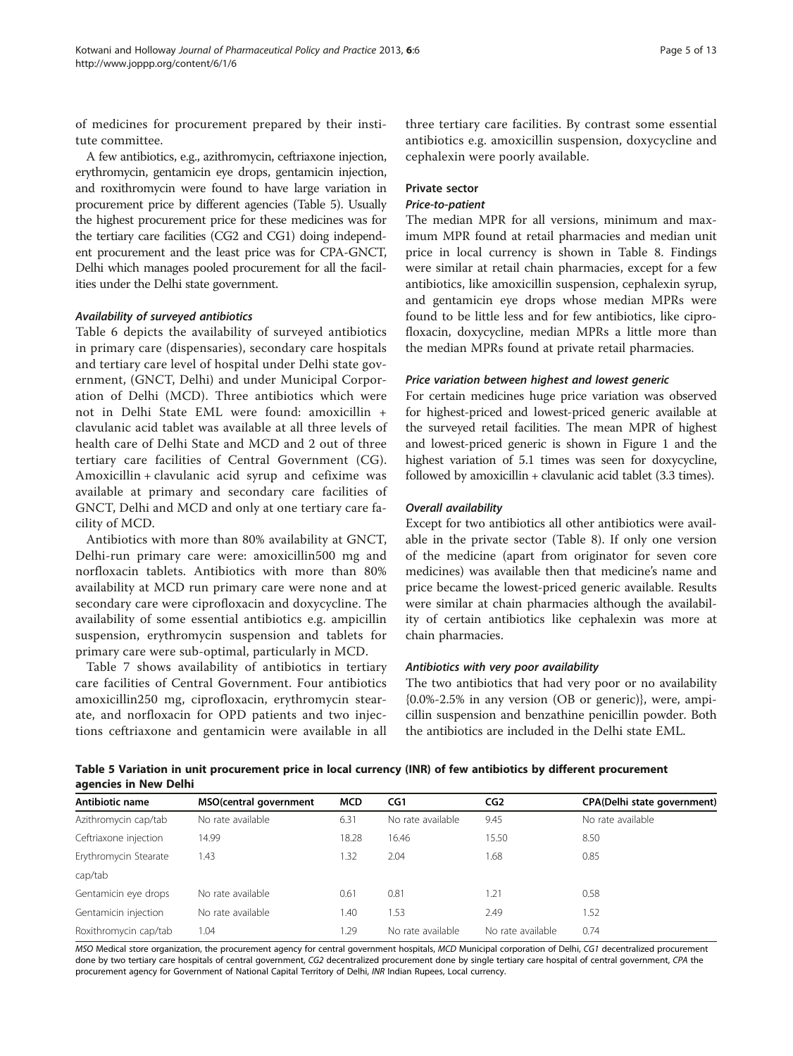of medicines for procurement prepared by their institute committee.

A few antibiotics, e.g., azithromycin, ceftriaxone injection, erythromycin, gentamicin eye drops, gentamicin injection, and roxithromycin were found to have large variation in procurement price by different agencies (Table 5). Usually the highest procurement price for these medicines was for the tertiary care facilities (CG2 and CG1) doing independent procurement and the least price was for CPA-GNCT, Delhi which manages pooled procurement for all the facilities under the Delhi state government.

#### *Availability of surveyed antibiotics*

Table 6 depicts the availability of surveyed antibiotics in primary care (dispensaries), secondary care hospitals and tertiary care level of hospital under Delhi state government, (GNCT, Delhi) and under Municipal Corporation of Delhi (MCD). Three antibiotics which were not in Delhi State EML were found: amoxicillin + clavulanic acid tablet was available at all three levels of health care of Delhi State and MCD and 2 out of three tertiary care facilities of Central Government (CG). Amoxicillin + clavulanic acid syrup and cefixime was available at primary and secondary care facilities of GNCT, Delhi and MCD and only at one tertiary care facility of MCD.

Antibiotics with more than 80% availability at GNCT, Delhi-run primary care were: amoxicillin500 mg and norfloxacin tablets. Antibiotics with more than 80% availability at MCD run primary care were none and at secondary care were ciprofloxacin and doxycycline. The availability of some essential antibiotics e.g. ampicillin suspension, erythromycin suspension and tablets for primary care were sub-optimal, particularly in MCD.

Table 7 shows availability of antibiotics in tertiary care facilities of Central Government. Four antibiotics amoxicillin250 mg, ciprofloxacin, erythromycin stearate, and norfloxacin for OPD patients and two injections ceftriaxone and gentamicin were available in all three tertiary care facilities. By contrast some essential antibiotics e.g. amoxicillin suspension, doxycycline and cephalexin were poorly available.

### Private sector

#### *Price-to-patient*

The median MPR for all versions, minimum and maximum MPR found at retail pharmacies and median unit price in local currency is shown in Table 8. Findings were similar at retail chain pharmacies, except for a few antibiotics, like amoxicillin suspension, cephalexin syrup, and gentamicin eye drops whose median MPRs were found to be little less and for few antibiotics, like ciprofloxacin, doxycycline, median MPRs a little more than the median MPRs found at private retail pharmacies.

#### *Price variation between highest and lowest generic*

For certain medicines huge price variation was observed for highest-priced and lowest-priced generic available at the surveyed retail facilities. The mean MPR of highest and lowest-priced generic is shown in Figure 1 and the highest variation of 5.1 times was seen for doxycycline, followed by amoxicillin + clavulanic acid tablet (3.3 times).

#### *Overall availability*

Except for two antibiotics all other antibiotics were available in the private sector (Table 8). If only one version of the medicine (apart from originator for seven core medicines) was available then that medicine's name and price became the lowest-priced generic available. Results were similar at chain pharmacies although the availability of certain antibiotics like cephalexin was more at chain pharmacies.

#### *Antibiotics with very poor availability*

The two antibiotics that had very poor or no availability {0.0%-2.5% in any version (OB or generic)}, were, ampicillin suspension and benzathine penicillin powder. Both the antibiotics are included in the Delhi state EML.

**Table 5 Variation in unit procurement price in local currency (INR) of few antibiotics by different procurement agencies in New Delhi**

| Antibiotic name | MSO(central government | MCD | CG1 | CG2 | CPA(Delhi state government) |
|---|---|---|---|---|---|
| Azithromycin cap/tab | No rate available | 6.31 | No rate available | 9.45 | No rate available |
| Ceftriaxone injection | 14.99 | 18.28 | 16.46 | 15.50 | 8.50 |
| Erythromycin Stearate cap/tab | 1.43 | 1.32 | 2.04 | 1.68 | 0.85 |
| Gentamicin eye drops | No rate available | 0.61 | 0.81 | 1.21 | 0.58 |
| Gentamicin injection | No rate available | 1.40 | 1.53 | 2.49 | 1.52 |
| Roxithromycin cap/tab | 1.04 | 1.29 | No rate available | No rate available | 0.74 |

*MSO* Medical store organization, the procurement agency for central government hospitals, *MCD* Municipal corporation of Delhi, *CG1* decentralized procurement done by two tertiary care hospitals of central government, *CG2* decentralized procurement done by single tertiary care hospital of central government, *CPA* the procurement agency for Government of National Capital Territory of Delhi, *INR* Indian Rupees, Local currency.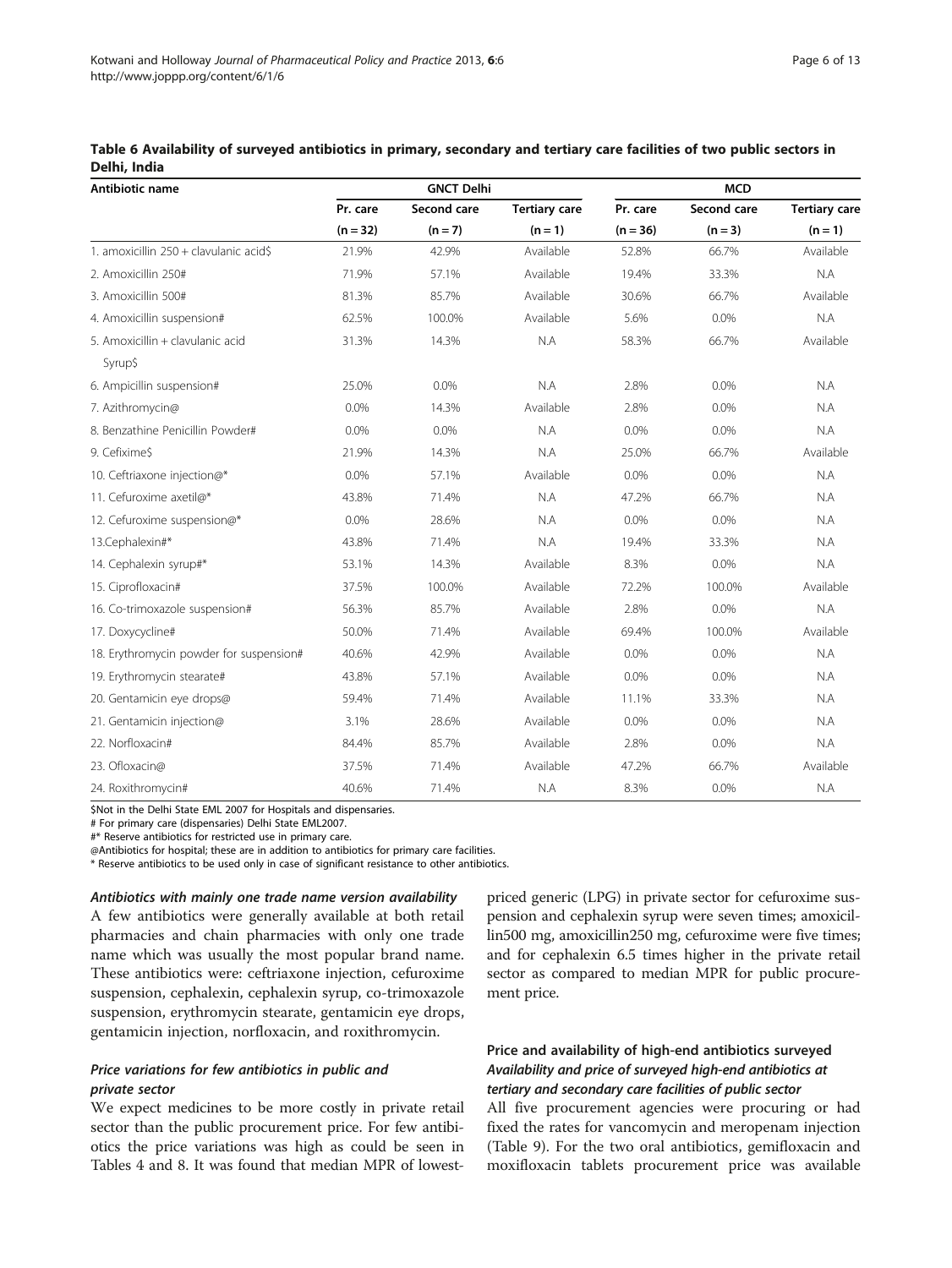**Table 6 Availability of surveyed antibiotics in primary, secondary and tertiary care facilities of two public sectors in Delhi, India**

| Antibiotic name | GNCT Delhi | | | MCD | | |
|---|---|---|---|---|---|---|
| | Pr. care | Second care | Tertiary care | Pr. care | Second care | Tertiary care |
| | (n = 32) | (n = 7) | (n = 1) | (n = 36) | (n = 3) | (n = 1) |
| 1. amoxicillin 250 + clavulanic acid$ | 21.9% | 42.9% | Available | 52.8% | 66.7% | Available |
| 2. Amoxicillin 250# | 71.9% | 57.1% | Available | 19.4% | 33.3% | N.A |
| 3. Amoxicillin 500# | 81.3% | 85.7% | Available | 30.6% | 66.7% | Available |
| 4. Amoxicillin suspension# | 62.5% | 100.0% | Available | 5.6% | 0.0% | N.A |
| 5. Amoxicillin + clavulanic acid Syrup$ | 31.3% | 14.3% | N.A | 58.3% | 66.7% | Available |
| 6. Ampicillin suspension# | 25.0% | 0.0% | N.A | 2.8% | 0.0% | N.A |
| 7. Azithromycin@ | 0.0% | 14.3% | Available | 2.8% | 0.0% | N.A |
| 8. Benzathine Penicillin Powder# | 0.0% | 0.0% | N.A | 0.0% | 0.0% | N.A |
| 9. Cefixime$ | 21.9% | 14.3% | N.A | 25.0% | 66.7% | Available |
| 10. Ceftriaxone injection@* | 0.0% | 57.1% | Available | 0.0% | 0.0% | N.A |
| 11. Cefuroxime axetil@* | 43.8% | 71.4% | N.A | 47.2% | 66.7% | N.A |
| 12. Cefuroxime suspension@* | 0.0% | 28.6% | N.A | 0.0% | 0.0% | N.A |
| 13.Cephalexin#* | 43.8% | 71.4% | N.A | 19.4% | 33.3% | N.A |
| 14. Cephalexin syrup#* | 53.1% | 14.3% | Available | 8.3% | 0.0% | N.A |
| 15. Ciprofloxacin# | 37.5% | 100.0% | Available | 72.2% | 100.0% | Available |
| 16. Co-trimoxazole suspension# | 56.3% | 85.7% | Available | 2.8% | 0.0% | N.A |
| 17. Doxycycline# | 50.0% | 71.4% | Available | 69.4% | 100.0% | Available |
| 18. Erythromycin powder for suspension# | 40.6% | 42.9% | Available | 0.0% | 0.0% | N.A |
| 19. Erythromycin stearate# | 43.8% | 57.1% | Available | 0.0% | 0.0% | N.A |
| 20. Gentamicin eye drops@ | 59.4% | 71.4% | Available | 11.1% | 33.3% | N.A |
| 21. Gentamicin injection@ | 3.1% | 28.6% | Available | 0.0% | 0.0% | N.A |
| 22. Norfloxacin# | 84.4% | 85.7% | Available | 2.8% | 0.0% | N.A |
| 23. Ofloxacin@ | 37.5% | 71.4% | Available | 47.2% | 66.7% | Available |
| 24. Roxithromycin# | 40.6% | 71.4% | N.A | 8.3% | 0.0% | N.A |

$Not in the Delhi State EML 2007 for Hospitals and dispensaries.
# For primary care (dispensaries) Delhi State EML2007.
#* Reserve antibiotics for restricted use in primary care.
@Antibiotics for hospital; these are in addition to antibiotics for primary care facilities.
* Reserve antibiotics to be used only in case of significant resistance to other antibiotics.

#### *Antibiotics with mainly one trade name version availability*

A few antibiotics were generally available at both retail pharmacies and chain pharmacies with only one trade name which was usually the most popular brand name. These antibiotics were: ceftriaxone injection, cefuroxime suspension, cephalexin, cephalexin syrup, co-trimoxazole suspension, erythromycin stearate, gentamicin eye drops, gentamicin injection, norfloxacin, and roxithromycin.

#### *Price variations for few antibiotics in public and private sector*

We expect medicines to be more costly in private retail sector than the public procurement price. For few antibiotics the price variations was high as could be seen in Tables 4 and 8. It was found that median MPR of lowest-priced generic (LPG) in private sector for cefuroxime suspension and cephalexin syrup were seven times; amoxicillin500 mg, amoxicillin250 mg, cefuroxime were five times; and for cephalexin 6.5 times higher in the private retail sector as compared to median MPR for public procurement price.

### Price and availability of high-end antibiotics surveyed

#### *Availability and price of surveyed high-end antibiotics at tertiary and secondary care facilities of public sector*

All five procurement agencies were procuring or had fixed the rates for vancomycin and meropenam injection (Table 9). For the two oral antibiotics, gemifloxacin and moxifloxacin tablets procurement price was available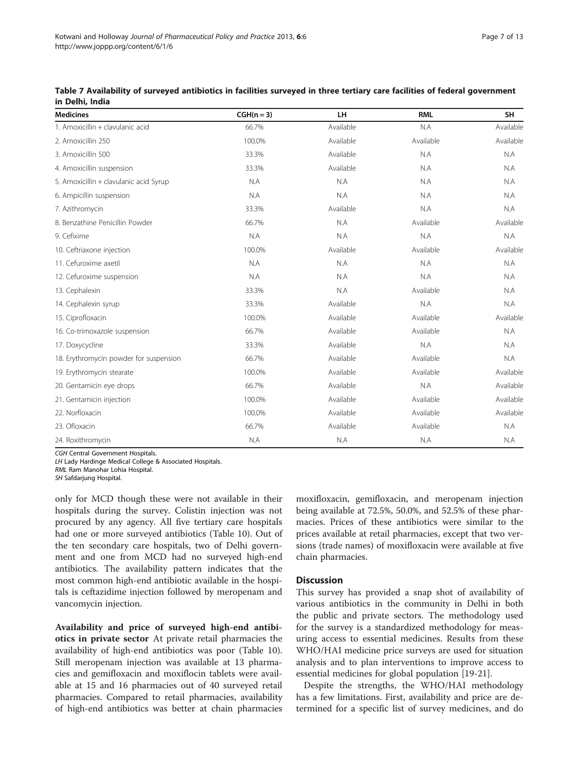**Table 7 Availability of surveyed antibiotics in facilities surveyed in three tertiary care facilities of federal government in Delhi, India**

| Medicines | CGH(n = 3) | LH | RML | SH |
|---|---|---|---|---|
| 1. Amoxicillin + clavulanic acid | 66.7% | Available | N.A | Available |
| 2. Amoxicillin 250 | 100.0% | Available | Available | Available |
| 3. Amoxicillin 500 | 33.3% | Available | N.A | N.A |
| 4. Amoxicillin suspension | 33.3% | Available | N.A | N.A |
| 5. Amoxicillin + clavulanic acid Syrup | N.A | N.A | N.A | N.A |
| 6. Ampicillin suspension | N.A | N.A | N.A | N.A |
| 7. Azithromycin | 33.3% | Available | N.A | N.A |
| 8. Benzathine Penicillin Powder | 66.7% | N.A | Available | Available |
| 9. Cefixime | N.A | N.A | N.A | N.A |
| 10. Ceftriaxone injection | 100.0% | Available | Available | Available |
| 11. Cefuroxime axetil | N.A | N.A | N.A | N.A |
| 12. Cefuroxime suspension | N.A | N.A | N.A | N.A |
| 13. Cephalexin | 33.3% | N.A | Available | N.A |
| 14. Cephalexin syrup | 33.3% | Available | N.A | N.A |
| 15. Ciprofloxacin | 100.0% | Available | Available | Available |
| 16. Co-trimoxazole suspension | 66.7% | Available | Available | N.A |
| 17. Doxycycline | 33.3% | Available | N.A | N.A |
| 18. Erythromycin powder for suspension | 66.7% | Available | Available | N.A |
| 19. Erythromycin stearate | 100.0% | Available | Available | Available |
| 20. Gentamicin eye drops | 66.7% | Available | N.A | Available |
| 21. Gentamicin injection | 100.0% | Available | Available | Available |
| 22. Norfloxacin | 100.0% | Available | Available | Available |
| 23. Ofloxacin | 66.7% | Available | Available | N.A |
| 24. Roxithromycin | N.A | N.A | N.A | N.A |

*CGH* Central Government Hospitals.
*LH* Lady Hardinge Medical College & Associated Hospitals.
*RML* Ram Manohar Lohia Hospital.
*SH* Safdarjung Hospital.

only for MCD though these were not available in their hospitals during the survey. Colistin injection was not procured by any agency. All five tertiary care hospitals had one or more surveyed antibiotics (Table 10). Out of the ten secondary care hospitals, two of Delhi government and one from MCD had no surveyed high-end antibiotics. The availability pattern indicates that the most common high-end antibiotic available in the hospitals is ceftazidime injection followed by meropenam and vancomycin injection.

**Availability and price of surveyed high-end antibiotics in private sector** At private retail pharmacies the availability of high-end antibiotics was poor (Table 10). Still meropenam injection was available at 13 pharmacies and gemifloxacin and moxiflocin tablets were available at 15 and 16 pharmacies out of 40 surveyed retail pharmacies. Compared to retail pharmacies, availability of high-end antibiotics was better at chain pharmacies moxifloxacin, gemifloxacin, and meropenam injection being available at 72.5%, 50.0%, and 52.5% of these pharmacies. Prices of these antibiotics were similar to the prices available at retail pharmacies, except that two versions (trade names) of moxifloxacin were available at five chain pharmacies.

## Discussion

This survey has provided a snap shot of availability of various antibiotics in the community in Delhi in both the public and private sectors. The methodology used for the survey is a standardized methodology for measuring access to essential medicines. Results from these WHO/HAI medicine price surveys are used for situation analysis and to plan interventions to improve access to essential medicines for global population [19-21].

Despite the strengths, the WHO/HAI methodology has a few limitations. First, availability and price are determined for a specific list of survey medicines, and do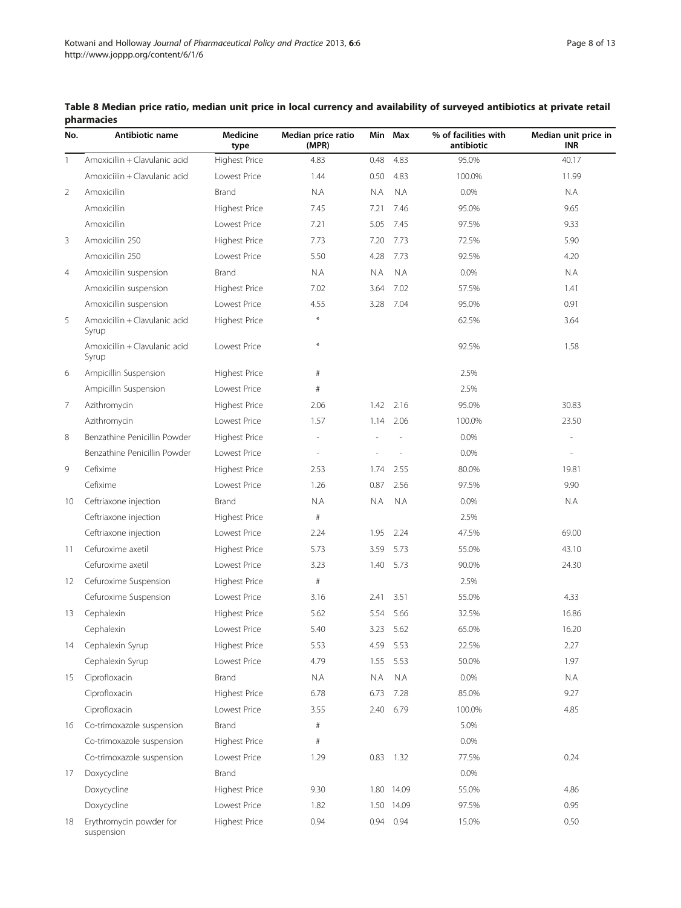**Table 8 Median price ratio, median unit price in local currency and availability of surveyed antibiotics at private retail pharmacies**

| No. | Antibiotic name | Medicine type | Median price ratio (MPR) | Min | Max | % of facilities with antibiotic | Median unit price in INR |
|---|---|---|---|---|---|---|---|
| 1 | Amoxicillin + Clavulanic acid | Highest Price | 4.83 | 0.48 | 4.83 | 95.0% | 40.17 |
| | Amoxicilin + Clavulanic acid | Lowest Price | 1.44 | 0.50 | 4.83 | 100.0% | 11.99 |
| 2 | Amoxicillin | Brand | N.A | N.A | N.A | 0.0% | N.A |
| | Amoxicillin | Highest Price | 7.45 | 7.21 | 7.46 | 95.0% | 9.65 |
| | Amoxicillin | Lowest Price | 7.21 | 5.05 | 7.45 | 97.5% | 9.33 |
| 3 | Amoxicillin 250 | Highest Price | 7.73 | 7.20 | 7.73 | 72.5% | 5.90 |
| | Amoxicillin 250 | Lowest Price | 5.50 | 4.28 | 7.73 | 92.5% | 4.20 |
| 4 | Amoxicillin suspension | Brand | N.A | N.A | N.A | 0.0% | N.A |
| | Amoxicillin suspension | Highest Price | 7.02 | 3.64 | 7.02 | 57.5% | 1.41 |
| | Amoxicillin suspension | Lowest Price | 4.55 | 3.28 | 7.04 | 95.0% | 0.91 |
| 5 | Amoxicillin + Clavulanic acid Syrup | Highest Price | * | | | 62.5% | 3.64 |
| | Amoxicillin + Clavulanic acid Syrup | Lowest Price | * | | | 92.5% | 1.58 |
| 6 | Ampicillin Suspension | Highest Price | # | | | 2.5% | |
| | Ampicillin Suspension | Lowest Price | # | | | 2.5% | |
| 7 | Azithromycin | Highest Price | 2.06 | 1.42 | 2.16 | 95.0% | 30.83 |
| | Azithromycin | Lowest Price | 1.57 | 1.14 | 2.06 | 100.0% | 23.50 |
| 8 | Benzathine Penicillin Powder | Highest Price | - | - | - | 0.0% | - |
| | Benzathine Penicillin Powder | Lowest Price | - | - | - | 0.0% | - |
| 9 | Cefixime | Highest Price | 2.53 | 1.74 | 2.55 | 80.0% | 19.81 |
| | Cefixime | Lowest Price | 1.26 | 0.87 | 2.56 | 97.5% | 9.90 |
| 10 | Ceftriaxone injection | Brand | N.A | N.A | N.A | 0.0% | N.A |
| | Ceftriaxone injection | Highest Price | # | | | 2.5% | |
| | Ceftriaxone injection | Lowest Price | 2.24 | 1.95 | 2.24 | 47.5% | 69.00 |
| 11 | Cefuroxime axetil | Highest Price | 5.73 | 3.59 | 5.73 | 55.0% | 43.10 |
| | Cefuroxime axetil | Lowest Price | 3.23 | 1.40 | 5.73 | 90.0% | 24.30 |
| 12 | Cefuroxime Suspension | Highest Price | # | | | 2.5% | |
| | Cefuroxime Suspension | Lowest Price | 3.16 | 2.41 | 3.51 | 55.0% | 4.33 |
| 13 | Cephalexin | Highest Price | 5.62 | 5.54 | 5.66 | 32.5% | 16.86 |
| | Cephalexin | Lowest Price | 5.40 | 3.23 | 5.62 | 65.0% | 16.20 |
| 14 | Cephalexin Syrup | Highest Price | 5.53 | 4.59 | 5.53 | 22.5% | 2.27 |
| | Cephalexin Syrup | Lowest Price | 4.79 | 1.55 | 5.53 | 50.0% | 1.97 |
| 15 | Ciprofloxacin | Brand | N.A | N.A | N.A | 0.0% | N.A |
| | Ciprofloxacin | Highest Price | 6.78 | 6.73 | 7.28 | 85.0% | 9.27 |
| | Ciprofloxacin | Lowest Price | 3.55 | 2.40 | 6.79 | 100.0% | 4.85 |
| 16 | Co-trimoxazole suspension | Brand | # | | | 5.0% | |
| | Co-trimoxazole suspension | Highest Price | # | | | 0.0% | |
| | Co-trimoxazole suspension | Lowest Price | 1.29 | 0.83 | 1.32 | 77.5% | 0.24 |
| 17 | Doxycycline | Brand | | | | 0.0% | |
| | Doxycycline | Highest Price | 9.30 | 1.80 | 14.09 | 55.0% | 4.86 |
| | Doxycycline | Lowest Price | 1.82 | 1.50 | 14.09 | 97.5% | 0.95 |
| 18 | Erythromycin powder for suspension | Highest Price | 0.94 | 0.94 | 0.94 | 15.0% | 0.50 |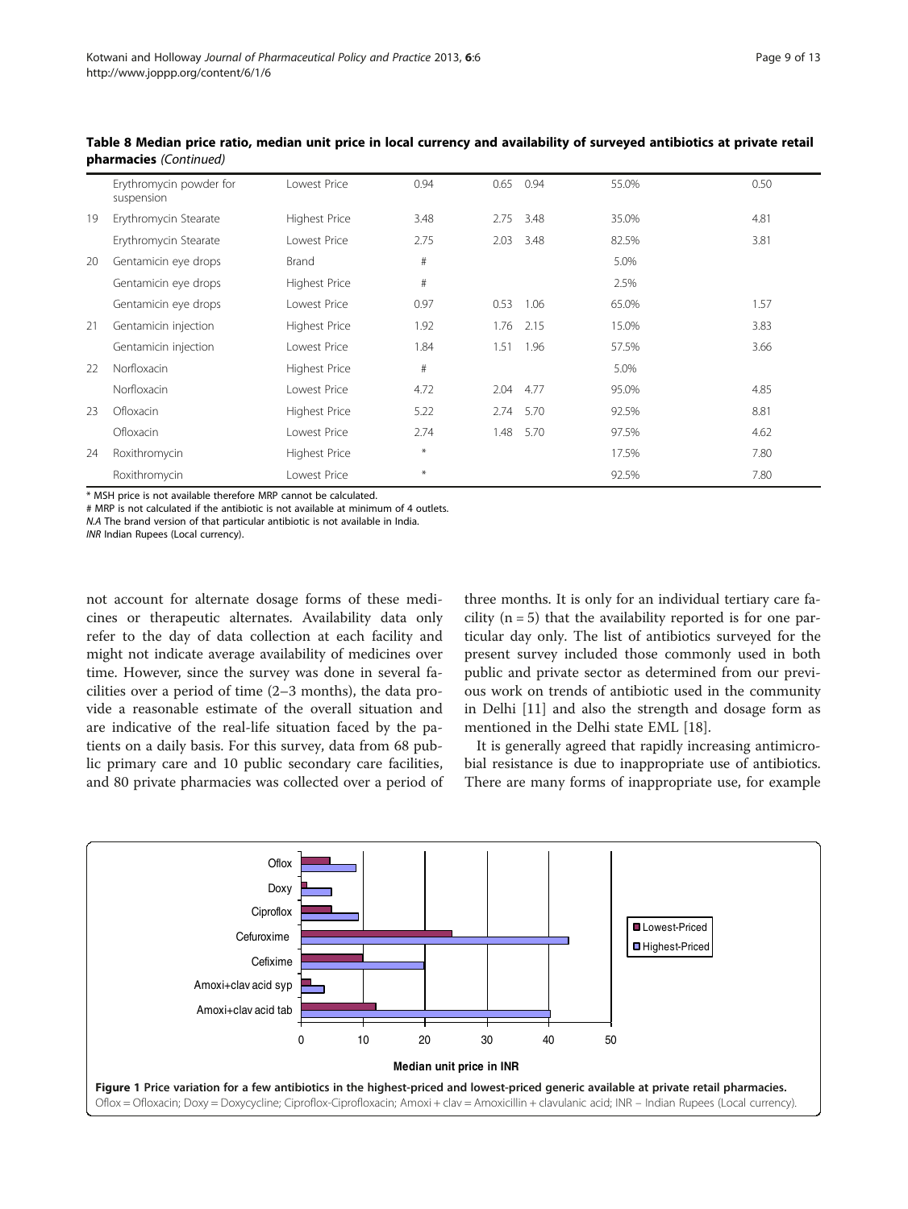**Table 8 Median price ratio, median unit price in local currency and availability of surveyed antibiotics at private retail pharmacies** *(Continued)*

| | | | | | | | |
|---|---|---|---|---|---|---|---|
| | Erythromycin powder for suspension | Lowest Price | 0.94 | 0.65 | 0.94 | 55.0% | 0.50 |
| 19 | Erythromycin Stearate | Highest Price | 3.48 | 2.75 | 3.48 | 35.0% | 4.81 |
| | Erythromycin Stearate | Lowest Price | 2.75 | 2.03 | 3.48 | 82.5% | 3.81 |
| 20 | Gentamicin eye drops | Brand | # | | | 5.0% | |
| | Gentamicin eye drops | Highest Price | # | | | 2.5% | |
| | Gentamicin eye drops | Lowest Price | 0.97 | 0.53 | 1.06 | 65.0% | 1.57 |
| 21 | Gentamicin injection | Highest Price | 1.92 | 1.76 | 2.15 | 15.0% | 3.83 |
| | Gentamicin injection | Lowest Price | 1.84 | 1.51 | 1.96 | 57.5% | 3.66 |
| 22 | Norfloxacin | Highest Price | # | | | 5.0% | |
| | Norfloxacin | Lowest Price | 4.72 | 2.04 | 4.77 | 95.0% | 4.85 |
| 23 | Ofloxacin | Highest Price | 5.22 | 2.74 | 5.70 | 92.5% | 8.81 |
| | Ofloxacin | Lowest Price | 2.74 | 1.48 | 5.70 | 97.5% | 4.62 |
| 24 | Roxithromycin | Highest Price | * | | | 17.5% | 7.80 |
| | Roxithromycin | Lowest Price | * | | | 92.5% | 7.80 |

\* MSH price is not available therefore MRP cannot be calculated.
# MRP is not calculated if the antibiotic is not available at minimum of 4 outlets.
*N.A* The brand version of that particular antibiotic is not available in India.
*INR* Indian Rupees (Local currency).

not account for alternate dosage forms of these medicines or therapeutic alternates. Availability data only refer to the day of data collection at each facility and might not indicate average availability of medicines over time. However, since the survey was done in several facilities over a period of time (2–3 months), the data provide a reasonable estimate of the overall situation and are indicative of the real-life situation faced by the patients on a daily basis. For this survey, data from 68 public primary care and 10 public secondary care facilities, and 80 private pharmacies was collected over a period of three months. It is only for an individual tertiary care facility (n = 5) that the availability reported is for one particular day only. The list of antibiotics surveyed for the present survey included those commonly used in both public and private sector as determined from our previous work on trends of antibiotic used in the community in Delhi [11] and also the strength and dosage form as mentioned in the Delhi state EML [18].

It is generally agreed that rapidly increasing antimicrobial resistance is due to inappropriate use of antibiotics. There are many forms of inappropriate use, for example

**Figure 1 Price variation for a few antibiotics in the highest-priced and lowest-priced generic available at private retail pharmacies.** Oflox = Ofloxacin; Doxy = Doxycycline; Ciproflox-Ciprofloxacin; Amoxi + clav = Amoxicillin + clavulanic acid; INR – Indian Rupees (Local currency).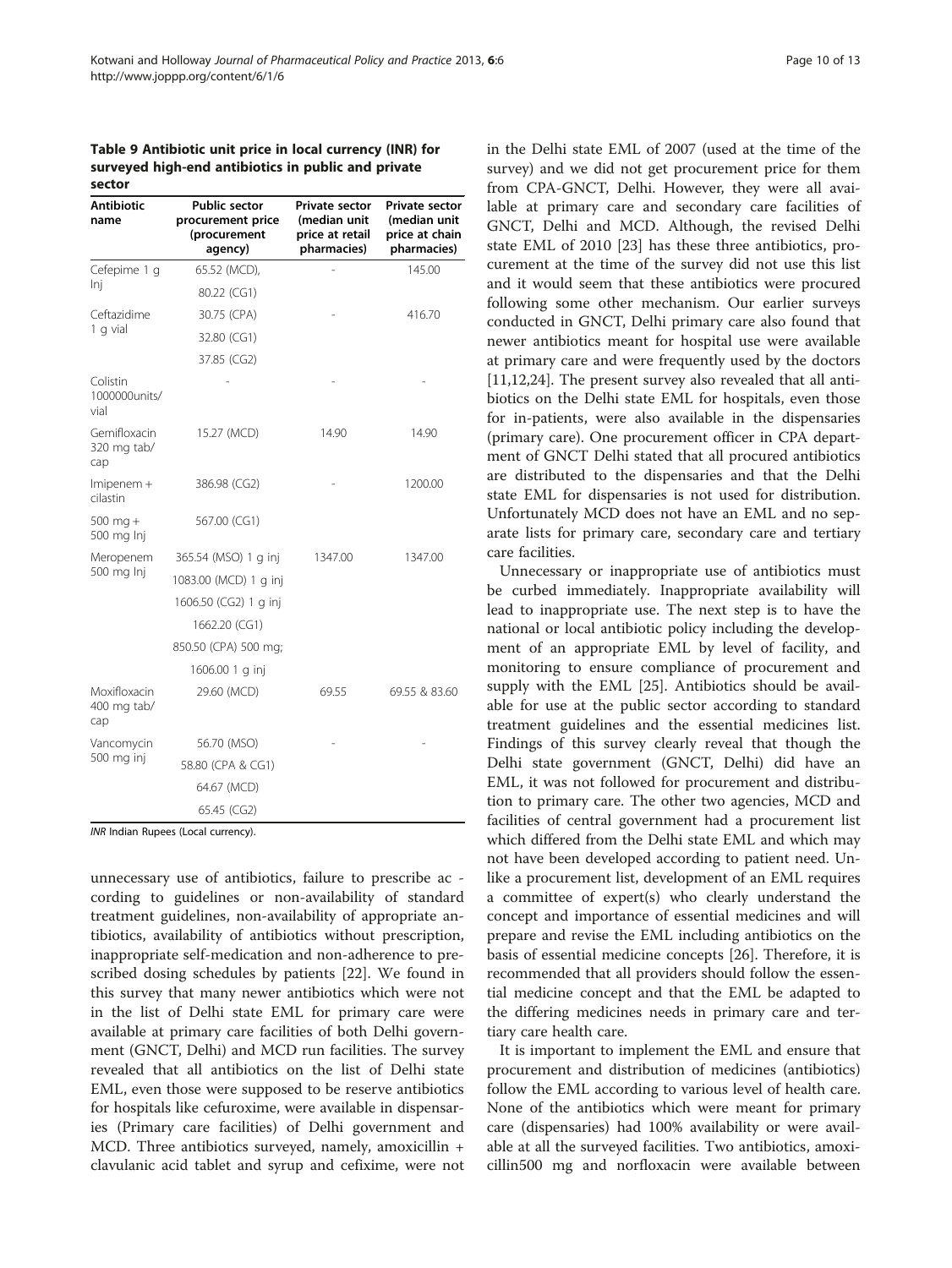**Table 9 Antibiotic unit price in local currency (INR) for surveyed high-end antibiotics in public and private sector**

| Antibiotic name | Public sector procurement price (procurement agency) | Private sector (median unit price at retail pharmacies) | Private sector (median unit price at chain pharmacies) |
|---|---|---|---|
| Cefepime 1 g Inj | 65.52 (MCD), | - | 145.00 |
| | 80.22 (CG1) | | |
| Ceftazidime 1 g vial | 30.75 (CPA) | - | 416.70 |
| | 32.80 (CG1) | | |
| | 37.85 (CG2) | | |
| Colistin 1000000units/ vial | - | - | - |
| Gemifloxacin 320 mg tab/ cap | 15.27 (MCD) | 14.90 | 14.90 |
| Imipenem + cilastin | 386.98 (CG2) | - | 1200.00 |
| 500 mg + 500 mg Inj | 567.00 (CG1) | | |
| Meropenem 500 mg Inj | 365.54 (MSO) 1 g inj | 1347.00 | 1347.00 |
| | 1083.00 (MCD) 1 g inj | | |
| | 1606.50 (CG2) 1 g inj | | |
| | 1662.20 (CG1) | | |
| | 850.50 (CPA) 500 mg; | | |
| | 1606.00 1 g inj | | |
| Moxifloxacin 400 mg tab/ cap | 29.60 (MCD) | 69.55 | 69.55 & 83.60 |
| Vancomycin 500 mg inj | 56.70 (MSO) | - | - |
| | 58.80 (CPA & CG1) | | |
| | 64.67 (MCD) | | |
| | 65.45 (CG2) | | |

*INR* Indian Rupees (Local currency).

unnecessary use of antibiotics, failure to prescribe according to guidelines or non-availability of standard treatment guidelines, non-availability of appropriate antibiotics, availability of antibiotics without prescription, inappropriate self-medication and non-adherence to prescribed dosing schedules by patients [22]. We found in this survey that many newer antibiotics which were not in the list of Delhi state EML for primary care were available at primary care facilities of both Delhi government (GNCT, Delhi) and MCD run facilities. The survey revealed that all antibiotics on the list of Delhi state EML, even those were supposed to be reserve antibiotics for hospitals like cefuroxime, were available in dispensaries (Primary care facilities) of Delhi government and MCD. Three antibiotics surveyed, namely, amoxicillin + clavulanic acid tablet and syrup and cefixime, were not in the Delhi state EML of 2007 (used at the time of the survey) and we did not get procurement price for them from CPA-GNCT, Delhi. However, they were all available at primary care and secondary care facilities of GNCT, Delhi and MCD. Although, the revised Delhi state EML of 2010 [23] has these three antibiotics, procurement at the time of the survey did not use this list and it would seem that these antibiotics were procured following some other mechanism. Our earlier surveys conducted in GNCT, Delhi primary care also found that newer antibiotics meant for hospital use were available at primary care and were frequently used by the doctors [11,12,24]. The present survey also revealed that all antibiotics on the Delhi state EML for hospitals, even those for in-patients, were also available in the dispensaries (primary care). One procurement officer in CPA department of GNCT Delhi stated that all procured antibiotics are distributed to the dispensaries and that the Delhi state EML for dispensaries is not used for distribution. Unfortunately MCD does not have an EML and no separate lists for primary care, secondary care and tertiary care facilities.

Unnecessary or inappropriate use of antibiotics must be curbed immediately. Inappropriate availability will lead to inappropriate use. The next step is to have the national or local antibiotic policy including the development of an appropriate EML by level of facility, and monitoring to ensure compliance of procurement and supply with the EML [25]. Antibiotics should be available for use at the public sector according to standard treatment guidelines and the essential medicines list. Findings of this survey clearly reveal that though the Delhi state government (GNCT, Delhi) did have an EML, it was not followed for procurement and distribution to primary care. The other two agencies, MCD and facilities of central government had a procurement list which differed from the Delhi state EML and which may not have been developed according to patient need. Unlike a procurement list, development of an EML requires a committee of expert(s) who clearly understand the concept and importance of essential medicines and will prepare and revise the EML including antibiotics on the basis of essential medicine concepts [26]. Therefore, it is recommended that all providers should follow the essential medicine concept and that the EML be adapted to the differing medicines needs in primary care and tertiary care health care.

It is important to implement the EML and ensure that procurement and distribution of medicines (antibiotics) follow the EML according to various level of health care. None of the antibiotics which were meant for primary care (dispensaries) had 100% availability or were available at all the surveyed facilities. Two antibiotics, amoxicillin500 mg and norfloxacin were available between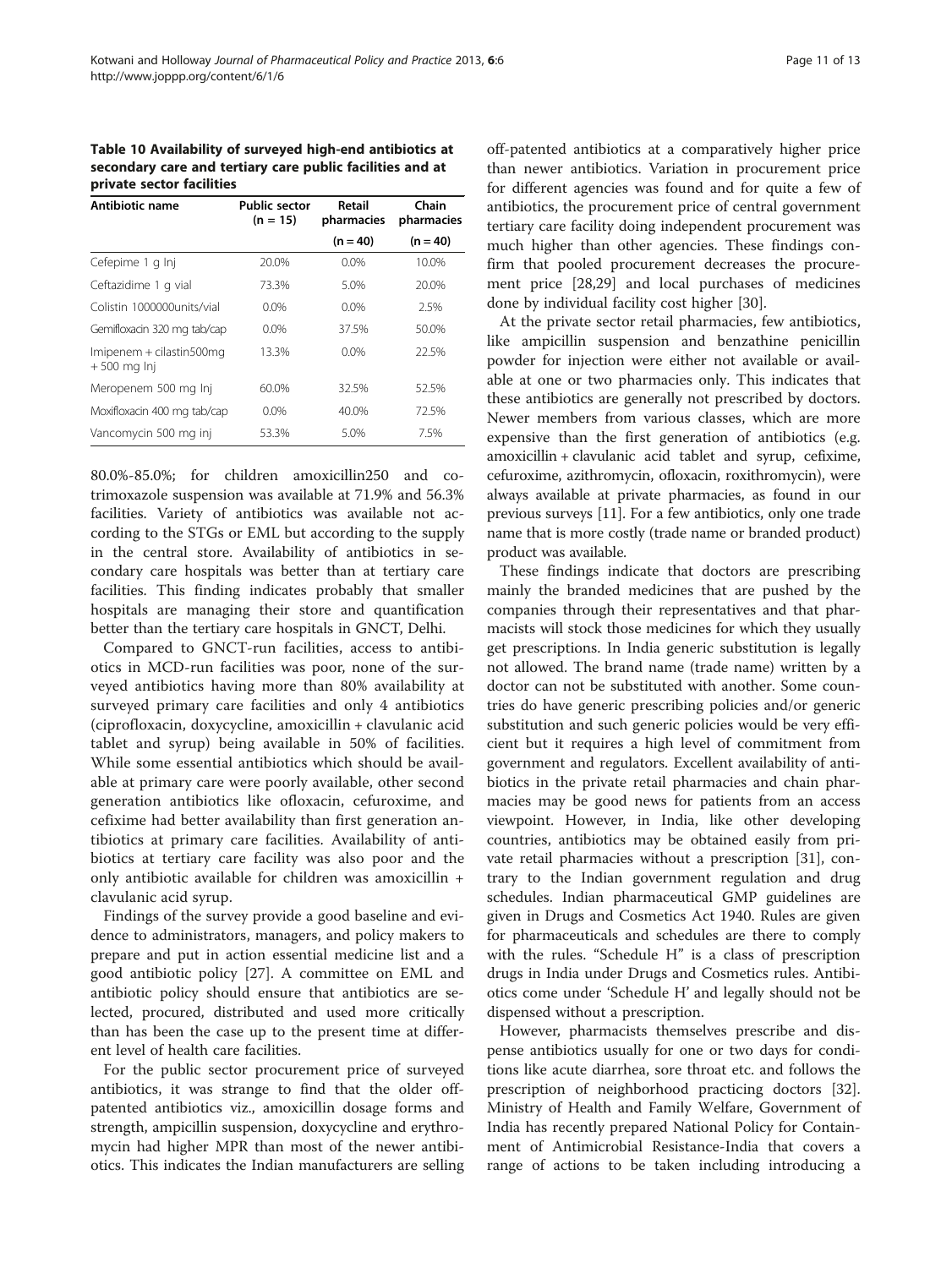**Table 10 Availability of surveyed high-end antibiotics at secondary care and tertiary care public facilities and at private sector facilities**

| Antibiotic name | Public sector (n = 15) | Retail pharmacies (n = 40) | Chain pharmacies (n = 40) |
|---|---|---|---|
| Cefepime 1 g Inj | 20.0% | 0.0% | 10.0% |
| Ceftazidime 1 g vial | 73.3% | 5.0% | 20.0% |
| Colistin 1000000units/vial | 0.0% | 0.0% | 2.5% |
| Gemifloxacin 320 mg tab/cap | 0.0% | 37.5% | 50.0% |
| Imipenem + cilastin500mg + 500 mg Inj | 13.3% | 0.0% | 22.5% |
| Meropenem 500 mg Inj | 60.0% | 32.5% | 52.5% |
| Moxifloxacin 400 mg tab/cap | 0.0% | 40.0% | 72.5% |
| Vancomycin 500 mg inj | 53.3% | 5.0% | 7.5% |

80.0%-85.0%; for children amoxicillin250 and co-trimoxazole suspension was available at 71.9% and 56.3% facilities. Variety of antibiotics was available not according to the STGs or EML but according to the supply in the central store. Availability of antibiotics in secondary care hospitals was better than at tertiary care facilities. This finding indicates probably that smaller hospitals are managing their store and quantification better than the tertiary care hospitals in GNCT, Delhi.

Compared to GNCT-run facilities, access to antibiotics in MCD-run facilities was poor, none of the surveyed antibiotics having more than 80% availability at surveyed primary care facilities and only 4 antibiotics (ciprofloxacin, doxycycline, amoxicillin + clavulanic acid tablet and syrup) being available in 50% of facilities. While some essential antibiotics which should be available at primary care were poorly available, other second generation antibiotics like ofloxacin, cefuroxime, and cefixime had better availability than first generation antibiotics at primary care facilities. Availability of antibiotics at tertiary care facility was also poor and the only antibiotic available for children was amoxicillin + clavulanic acid syrup.

Findings of the survey provide a good baseline and evidence to administrators, managers, and policy makers to prepare and put in action essential medicine list and a good antibiotic policy [27]. A committee on EML and antibiotic policy should ensure that antibiotics are selected, procured, distributed and used more critically than has been the case up to the present time at different level of health care facilities.

For the public sector procurement price of surveyed antibiotics, it was strange to find that the older off-patented antibiotics viz., amoxicillin dosage forms and strength, ampicillin suspension, doxycycline and erythromycin had higher MPR than most of the newer antibiotics. This indicates the Indian manufacturers are selling off-patented antibiotics at a comparatively higher price than newer antibiotics. Variation in procurement price for different agencies was found and for quite a few of antibiotics, the procurement price of central government tertiary care facility doing independent procurement was much higher than other agencies. These findings confirm that pooled procurement decreases the procurement price [28,29] and local purchases of medicines done by individual facility cost higher [30].

At the private sector retail pharmacies, few antibiotics, like ampicillin suspension and benzathine penicillin powder for injection were either not available or available at one or two pharmacies only. This indicates that these antibiotics are generally not prescribed by doctors. Newer members from various classes, which are more expensive than the first generation of antibiotics (e.g. amoxicillin + clavulanic acid tablet and syrup, cefixime, cefuroxime, azithromycin, ofloxacin, roxithromycin), were always available at private pharmacies, as found in our previous surveys [11]. For a few antibiotics, only one trade name that is more costly (trade name or branded product) product was available.

These findings indicate that doctors are prescribing mainly the branded medicines that are pushed by the companies through their representatives and that pharmacists will stock those medicines for which they usually get prescriptions. In India generic substitution is legally not allowed. The brand name (trade name) written by a doctor can not be substituted with another. Some countries do have generic prescribing policies and/or generic substitution and such generic policies would be very efficient but it requires a high level of commitment from government and regulators. Excellent availability of antibiotics in the private retail pharmacies and chain pharmacies may be good news for patients from an access viewpoint. However, in India, like other developing countries, antibiotics may be obtained easily from private retail pharmacies without a prescription [31], contrary to the Indian government regulation and drug schedules. Indian pharmaceutical GMP guidelines are given in Drugs and Cosmetics Act 1940. Rules are given for pharmaceuticals and schedules are there to comply with the rules. "Schedule H" is a class of prescription drugs in India under Drugs and Cosmetics rules. Antibiotics come under 'Schedule H' and legally should not be dispensed without a prescription.

However, pharmacists themselves prescribe and dispense antibiotics usually for one or two days for conditions like acute diarrhea, sore throat etc. and follows the prescription of neighborhood practicing doctors [32]. Ministry of Health and Family Welfare, Government of India has recently prepared National Policy for Containment of Antimicrobial Resistance-India that covers a range of actions to be taken including introducing a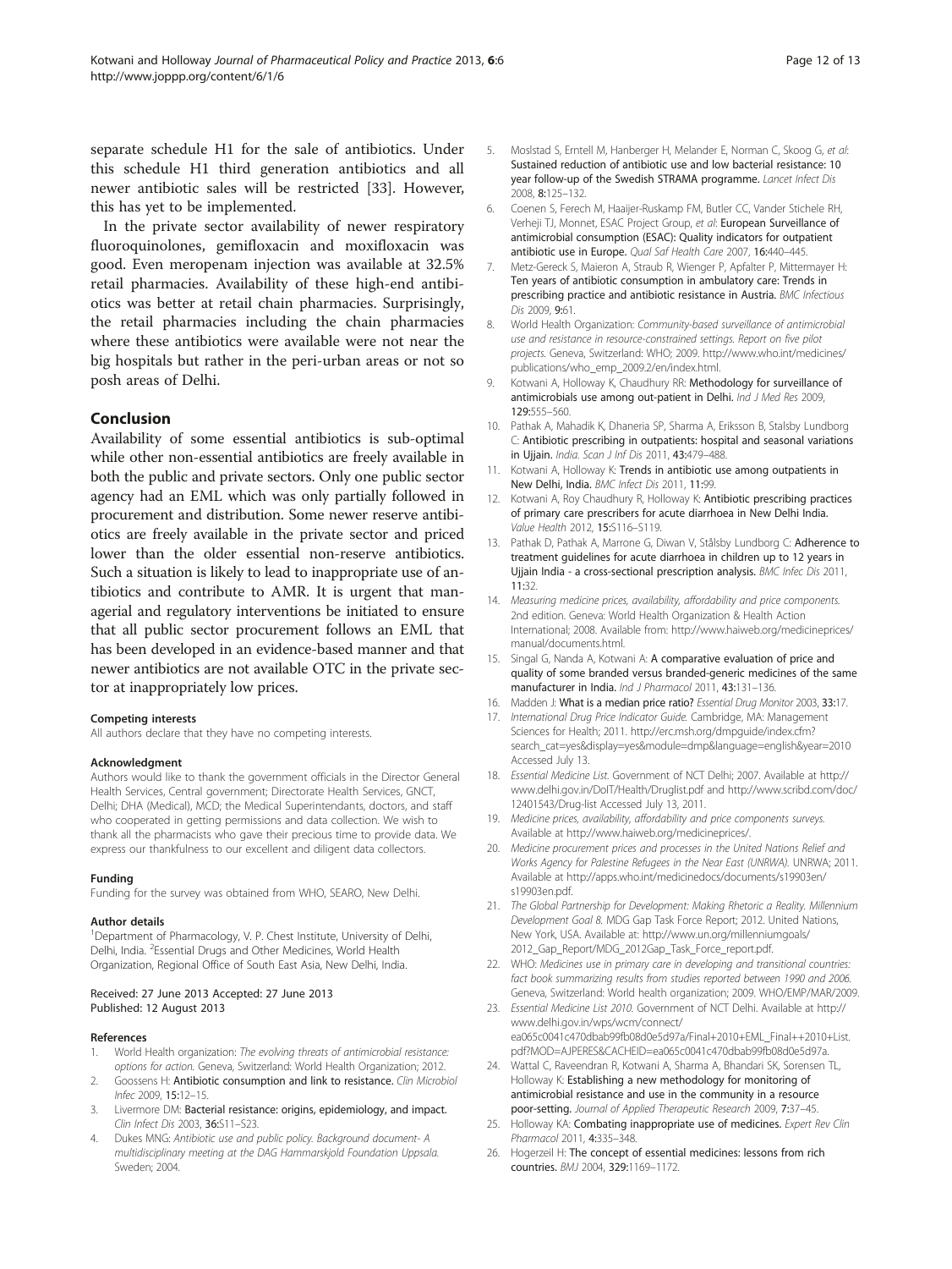separate schedule H1 for the sale of antibiotics. Under this schedule H1 third generation antibiotics and all newer antibiotic sales will be restricted [33]. However, this has yet to be implemented.

In the private sector availability of newer respiratory fluoroquinolones, gemifloxacin and moxifloxacin was good. Even meropenam injection was available at 32.5% retail pharmacies. Availability of these high-end antibiotics was better at retail chain pharmacies. Surprisingly, the retail pharmacies including the chain pharmacies where these antibiotics were available were not near the big hospitals but rather in the peri-urban areas or not so posh areas of Delhi.

## Conclusion

Availability of some essential antibiotics is sub-optimal while other non-essential antibiotics are freely available in both the public and private sectors. Only one public sector agency had an EML which was only partially followed in procurement and distribution. Some newer reserve antibiotics are freely available in the private sector and priced lower than the older essential non-reserve antibiotics. Such a situation is likely to lead to inappropriate use of antibiotics and contribute to AMR. It is urgent that managerial and regulatory interventions be initiated to ensure that all public sector procurement follows an EML that has been developed in an evidence-based manner and that newer antibiotics are not available OTC in the private sector at inappropriately low prices.

#### Competing interests

All authors declare that they have no competing interests.

#### Acknowledgment

Authors would like to thank the government officials in the Director General Health Services, Central government; Directorate Health Services, GNCT, Delhi; DHA (Medical), MCD; the Medical Superintendants, doctors, and staff who cooperated in getting permissions and data collection. We wish to thank all the pharmacists who gave their precious time to provide data. We express our thankfulness to our excellent and diligent data collectors.

#### Funding

Funding for the survey was obtained from WHO, SEARO, New Delhi.

#### Author details

[1]Department of Pharmacology, V. P. Chest Institute, University of Delhi, Delhi, India. [2]Essential Drugs and Other Medicines, World Health Organization, Regional Office of South East Asia, New Delhi, India.

Received: 27 June 2013 Accepted: 27 June 2013
Published: 12 August 2013

#### References

1. World Health organization: *The evolving threats of antimicrobial resistance: options for action.* Geneva, Switzerland: World Health Organization; 2012.
2. Goossens H: **Antibiotic consumption and link to resistance.** *Clin Microbiol Infec* 2009, **15**:12–15.
3. Livermore DM: **Bacterial resistance: origins, epidemiology, and impact.** *Clin Infect Dis* 2003, **36**:S11–S23.
4. Dukes MNG: *Antibiotic use and public policy. Background document- A multidisciplinary meeting at the DAG Hammarskjold Foundation Uppsala.* Sweden; 2004.
5. Moslstad S, Erntell M, Hanberger H, Melander E, Norman C, Skoog G, *et al*: **Sustained reduction of antibiotic use and low bacterial resistance: 10 year follow-up of the Swedish STRAMA programme.** *Lancet Infect Dis* 2008, **8**:125–132.
6. Coenen S, Ferech M, Haaijer-Ruskamp FM, Butler CC, Vander Stichele RH, Verheji TJ, Monnet, ESAC Project Group, *et al*: **European Surveillance of antimicrobial consumption (ESAC): Quality indicators for outpatient antibiotic use in Europe.** *Qual Saf Health Care* 2007, **16**:440–445.
7. Metz-Gereck S, Maieron A, Straub R, Wienger P, Apfalter P, Mittermayer H: **Ten years of antibiotic consumption in ambulatory care: Trends in prescribing practice and antibiotic resistance in Austria.** *BMC Infectious Dis* 2009, **9**:61.
8. World Health Organization: *Community-based surveillance of antimicrobial use and resistance in resource-constrained settings. Report on five pilot projects.* Geneva, Switzerland: WHO; 2009. http://www.who.int/medicines/publications/who_emp_2009.2/en/index.html.
9. Kotwani A, Holloway K, Chaudhury RR: **Methodology for surveillance of antimicrobials use among out-patient in Delhi.** *Ind J Med Res* 2009, **129**:555–560.
10. Pathak A, Mahadik K, Dhaneria SP, Sharma A, Eriksson B, Stalsby Lundborg C: **Antibiotic prescribing in outpatients: hospital and seasonal variations in Ujjain.** *India. Scan J Inf Dis* 2011, **43**:479–488.
11. Kotwani A, Holloway K: **Trends in antibiotic use among outpatients in New Delhi, India.** *BMC Infect Dis* 2011, **11**:99.
12. Kotwani A, Roy Chaudhury R, Holloway K: **Antibiotic prescribing practices of primary care prescribers for acute diarrhoea in New Delhi India.** *Value Health* 2012, **15**:S116–S119.
13. Pathak D, Pathak A, Marrone G, Diwan V, Stålsby Lundborg C: **Adherence to treatment guidelines for acute diarrhoea in children up to 12 years in Ujjain India - a cross-sectional prescription analysis.** *BMC Infec Dis* 2011, **11**:32.
14. *Measuring medicine prices, availability, affordability and price components.* 2nd edition. Geneva: World Health Organization & Health Action International; 2008. Available from: http://www.haiweb.org/medicineprices/manual/documents.html.
15. Singal G, Nanda A, Kotwani A: **A comparative evaluation of price and quality of some branded versus branded-generic medicines of the same manufacturer in India.** *Ind J Pharmacol* 2011, **43**:131–136.
16. Madden J: **What is a median price ratio?** *Essential Drug Monitor* 2003, **33**:17.
17. *International Drug Price Indicator Guide.* Cambridge, MA: Management Sciences for Health; 2011. http://erc.msh.org/dmpguide/index.cfm?search_cat=yes&display=yes&module=dmp&language=english&year=2010 Accessed July 13.
18. *Essential Medicine List.* Government of NCT Delhi; 2007. Available at http://www.delhi.gov.in/DoIT/Health/Druglist.pdf and http://www.scribd.com/doc/12401543/Drug-list Accessed July 13, 2011.
19. *Medicine prices, availability, affordability and price components surveys.* Available at http://www.haiweb.org/medicineprices/.
20. *Medicine procurement prices and processes in the United Nations Relief and Works Agency for Palestine Refugees in the Near East (UNRWA).* UNRWA; 2011. Available at http://apps.who.int/medicinedocs/documents/s19903en/s19903en.pdf.
21. *The Global Partnership for Development: Making Rhetoric a Reality. Millennium Development Goal 8.* MDG Gap Task Force Report; 2012. United Nations, New York, USA. Available at: http://www.un.org/millenniumgoals/2012_Gap_Report/MDG_2012Gap_Task_Force_report.pdf.
22. WHO: *Medicines use in primary care in developing and transitional countries: fact book summarizing results from studies reported between 1990 and 2006.* Geneva, Switzerland: World health organization; 2009. WHO/EMP/MAR/2009.
23. *Essential Medicine List 2010.* Government of NCT Delhi. Available at http://www.delhi.gov.in/wps/wcm/connect/ea065c0041c470dbab99fb08d0e5d97a/Final+2010+EML_Final++2010+List.pdf?MOD=AJPERES&CACHEID=ea065c0041c470dbab99fb08d0e5d97a.
24. Wattal C, Raveendran R, Kotwani A, Sharma A, Bhandari SK, Sorensen TL, Holloway K: **Establishing a new methodology for monitoring of antimicrobial resistance and use in the community in a resource poor-setting.** *Journal of Applied Therapeutic Research* 2009, **7**:37–45.
25. Holloway KA: **Combating inappropriate use of medicines.** *Expert Rev Clin Pharmacol* 2011, **4**:335–348.
26. Hogerzeil H: **The concept of essential medicines: lessons from rich countries.** *BMJ* 2004, **329**:1169–1172.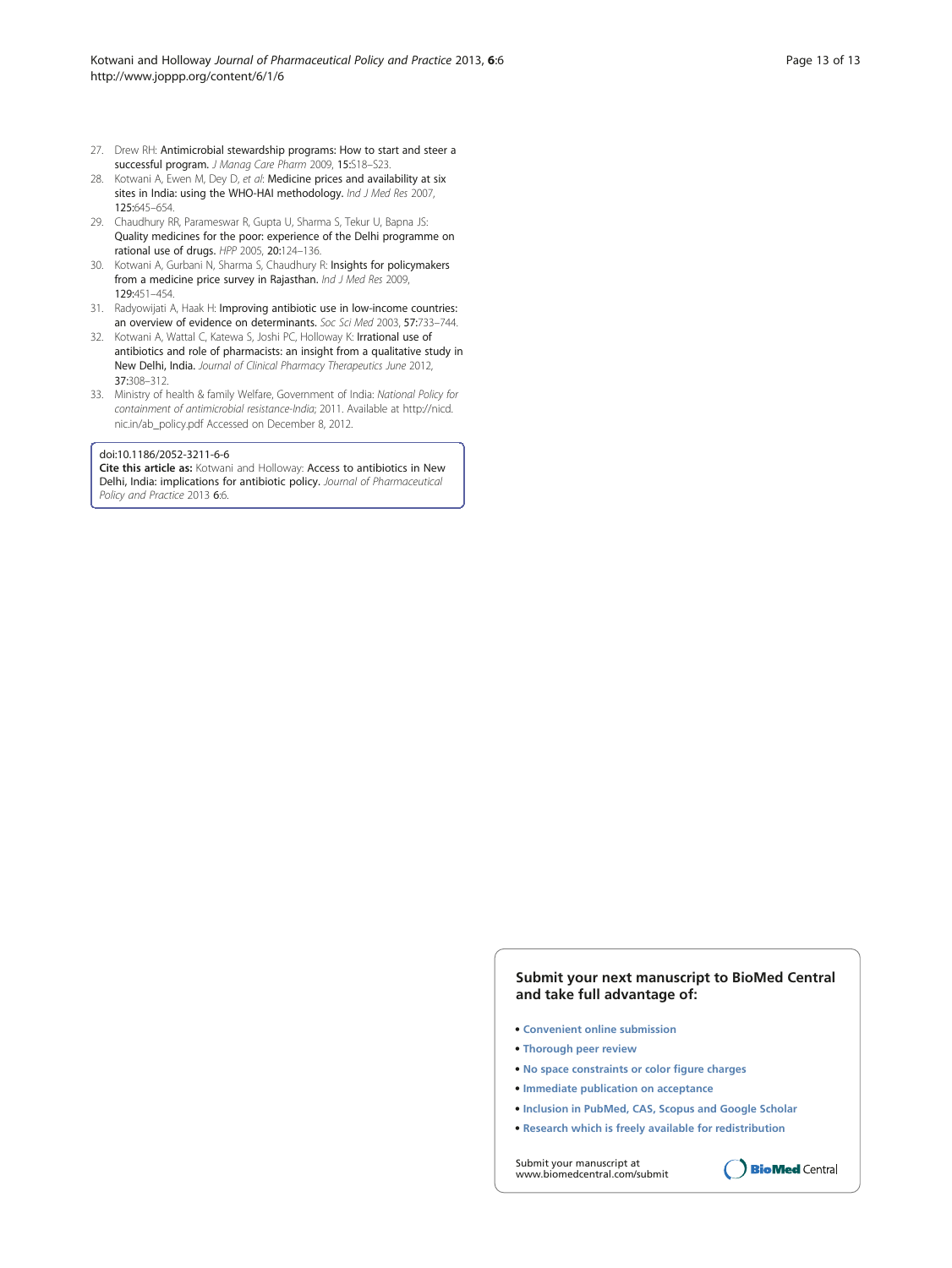27. Drew RH: **Antimicrobial stewardship programs: How to start and steer a successful program.** *J Manag Care Pharm* 2009, **15:**S18–S23.
28. Kotwani A, Ewen M, Dey D, *et al*: **Medicine prices and availability at six sites in India: using the WHO-HAI methodology.** *Ind J Med Res* 2007, **125:**645–654.
29. Chaudhury RR, Parameswar R, Gupta U, Sharma S, Tekur U, Bapna JS: **Quality medicines for the poor: experience of the Delhi programme on rational use of drugs.** *HPP* 2005, **20:**124–136.
30. Kotwani A, Gurbani N, Sharma S, Chaudhury R: **Insights for policymakers from a medicine price survey in Rajasthan.** *Ind J Med Res* 2009, **129:**451–454.
31. Radyowijati A, Haak H: **Improving antibiotic use in low-income countries: an overview of evidence on determinants.** *Soc Sci Med* 2003, **57:**733–744.
32. Kotwani A, Wattal C, Katewa S, Joshi PC, Holloway K: **Irrational use of antibiotics and role of pharmacists: an insight from a qualitative study in New Delhi, India.** *Journal of Clinical Pharmacy Therapeutics June* 2012, **37:**308–312.
33. Ministry of health & family Welfare, Government of India: *National Policy for containment of antimicrobial resistance-India*; 2011. Available at http://nicd.nic.in/ab_policy.pdf Accessed on December 8, 2012.

doi:10.1186/2052-3211-6-6
**Cite this article as:** Kotwani and Holloway: **Access to antibiotics in New Delhi, India: implications for antibiotic policy.** *Journal of Pharmaceutical Policy and Practice* 2013 **6:**6.

**Submit your next manuscript to BioMed Central and take full advantage of:**

- **Convenient online submission**
- **Thorough peer review**
- **No space constraints or color figure charges**
- **Immediate publication on acceptance**
- **Inclusion in PubMed, CAS, Scopus and Google Scholar**
- **Research which is freely available for redistribution**

Submit your manuscript at
www.biomedcentral.com/submit

BioMed Central